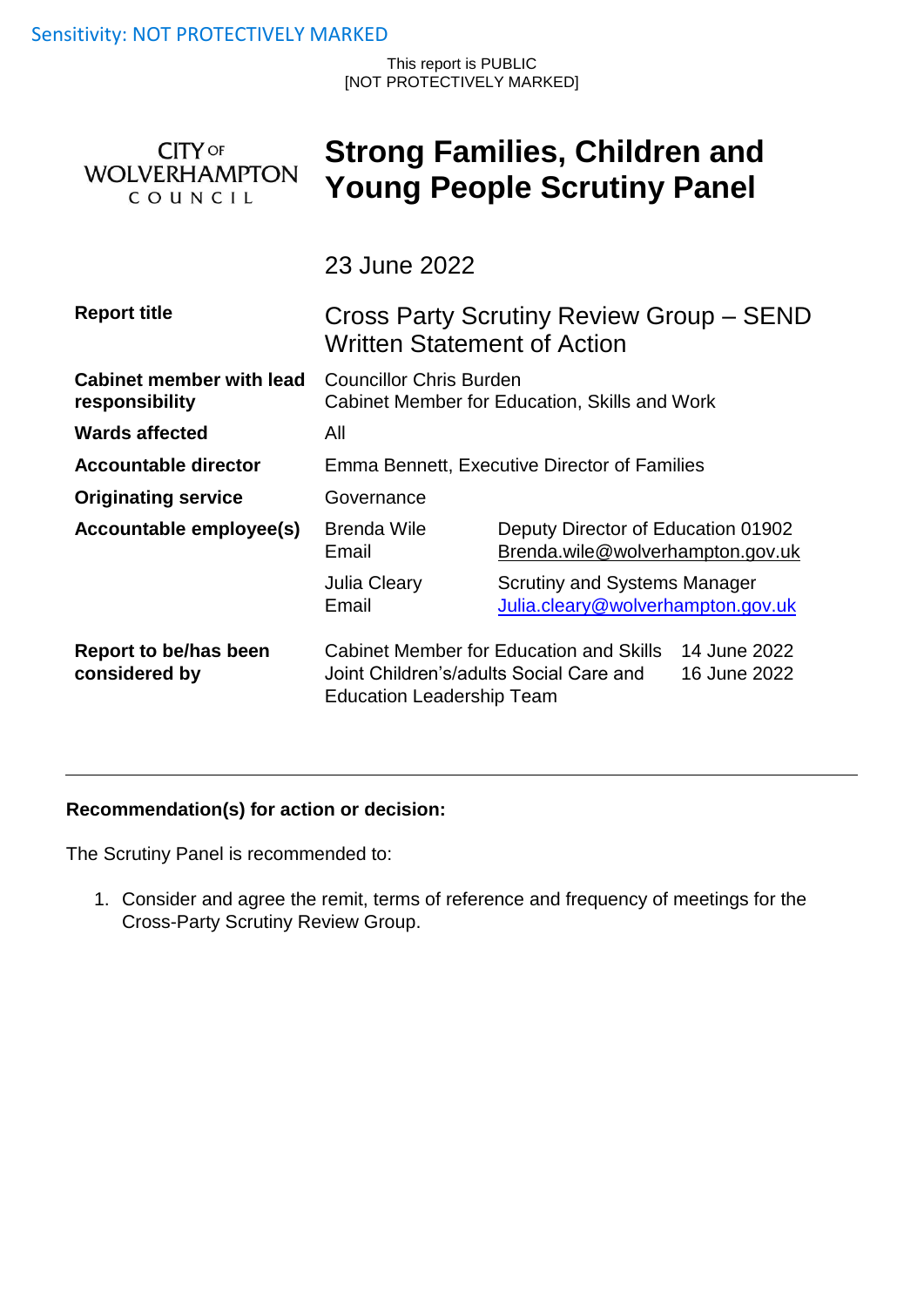Sensitivity: NOT PROTECTIVELY MARKED

This report is PUBLIC
[NOT PROTECTIVELY MARKED]

CITY OF WOLVERHAMPTON COUNCIL

# Strong Families, Children and Young People Scrutiny Panel

23 June 2022

| | | |
|---|---|---|
| **Report title** | Cross Party Scrutiny Review Group – SEND Written Statement of Action | |
| **Cabinet member with lead responsibility** | Councillor Chris Burden<br>Cabinet Member for Education, Skills and Work | |
| **Wards affected** | All | |
| **Accountable director** | Emma Bennett, Executive Director of Families | |
| **Originating service** | Governance | |
| **Accountable employee(s)** | Brenda Wile<br>Email | Deputy Director of Education 01902<br>Brenda.wile@wolverhampton.gov.uk |
| | Julia Cleary<br>Email | Scrutiny and Systems Manager<br>Julia.cleary@wolverhampton.gov.uk |
| **Report to be/has been considered by** | Cabinet Member for Education and Skills<br>Joint Children's/adults Social Care and Education Leadership Team | 14 June 2022<br>16 June 2022 |

**Recommendation(s) for action or decision:**

The Scrutiny Panel is recommended to:

1. Consider and agree the remit, terms of reference and frequency of meetings for the Cross-Party Scrutiny Review Group.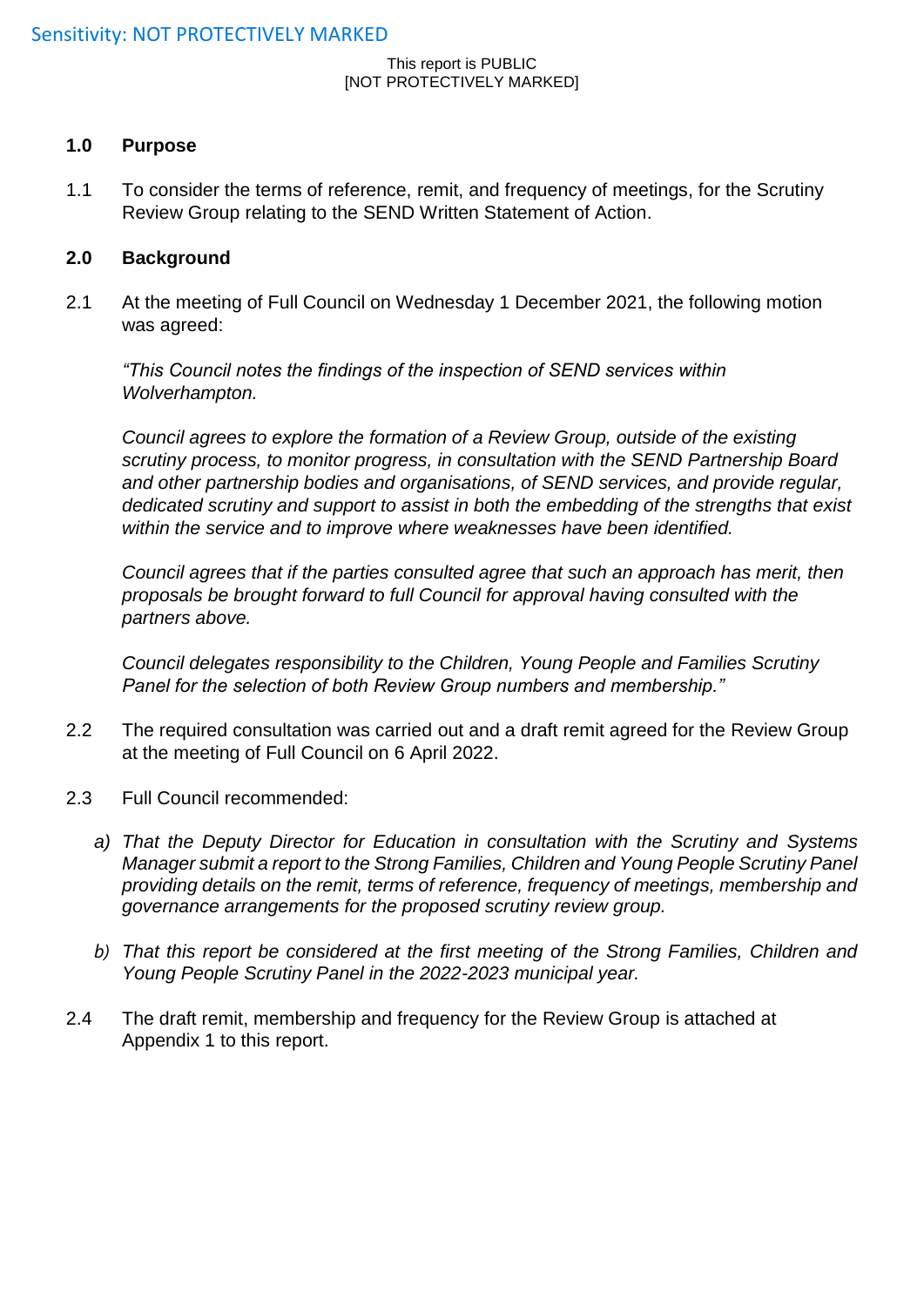This report is PUBLIC
[NOT PROTECTIVELY MARKED]

## 1.0 Purpose

1.1 To consider the terms of reference, remit, and frequency of meetings, for the Scrutiny Review Group relating to the SEND Written Statement of Action.

## 2.0 Background

2.1 At the meeting of Full Council on Wednesday 1 December 2021, the following motion was agreed:

*"This Council notes the findings of the inspection of SEND services within Wolverhampton.*

*Council agrees to explore the formation of a Review Group, outside of the existing scrutiny process, to monitor progress, in consultation with the SEND Partnership Board and other partnership bodies and organisations, of SEND services, and provide regular, dedicated scrutiny and support to assist in both the embedding of the strengths that exist within the service and to improve where weaknesses have been identified.*

*Council agrees that if the parties consulted agree that such an approach has merit, then proposals be brought forward to full Council for approval having consulted with the partners above.*

*Council delegates responsibility to the Children, Young People and Families Scrutiny Panel for the selection of both Review Group numbers and membership."*

2.2 The required consultation was carried out and a draft remit agreed for the Review Group at the meeting of Full Council on 6 April 2022.

2.3 Full Council recommended:

a) *That the Deputy Director for Education in consultation with the Scrutiny and Systems Manager submit a report to the Strong Families, Children and Young People Scrutiny Panel providing details on the remit, terms of reference, frequency of meetings, membership and governance arrangements for the proposed scrutiny review group.*

b) *That this report be considered at the first meeting of the Strong Families, Children and Young People Scrutiny Panel in the 2022-2023 municipal year.*

2.4 The draft remit, membership and frequency for the Review Group is attached at Appendix 1 to this report.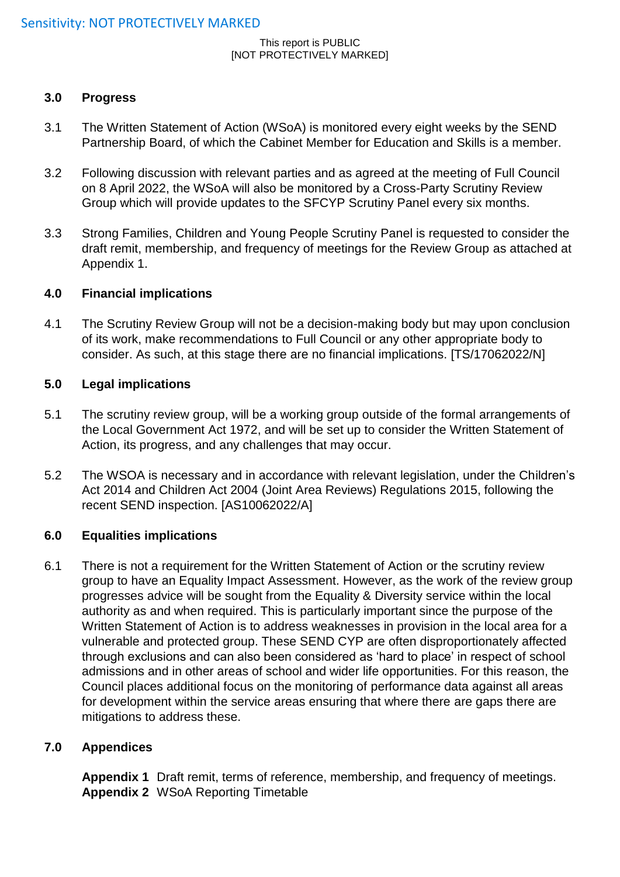### 3.0 Progress

3.1 The Written Statement of Action (WSoA) is monitored every eight weeks by the SEND Partnership Board, of which the Cabinet Member for Education and Skills is a member.

3.2 Following discussion with relevant parties and as agreed at the meeting of Full Council on 8 April 2022, the WSoA will also be monitored by a Cross-Party Scrutiny Review Group which will provide updates to the SFCYP Scrutiny Panel every six months.

3.3 Strong Families, Children and Young People Scrutiny Panel is requested to consider the draft remit, membership, and frequency of meetings for the Review Group as attached at Appendix 1.

### 4.0 Financial implications

4.1 The Scrutiny Review Group will not be a decision-making body but may upon conclusion of its work, make recommendations to Full Council or any other appropriate body to consider. As such, at this stage there are no financial implications. [TS/17062022/N]

### 5.0 Legal implications

5.1 The scrutiny review group, will be a working group outside of the formal arrangements of the Local Government Act 1972, and will be set up to consider the Written Statement of Action, its progress, and any challenges that may occur.

5.2 The WSOA is necessary and in accordance with relevant legislation, under the Children's Act 2014 and Children Act 2004 (Joint Area Reviews) Regulations 2015, following the recent SEND inspection. [AS10062022/A]

### 6.0 Equalities implications

6.1 There is not a requirement for the Written Statement of Action or the scrutiny review group to have an Equality Impact Assessment. However, as the work of the review group progresses advice will be sought from the Equality & Diversity service within the local authority as and when required. This is particularly important since the purpose of the Written Statement of Action is to address weaknesses in provision in the local area for a vulnerable and protected group. These SEND CYP are often disproportionately affected through exclusions and can also been considered as 'hard to place' in respect of school admissions and in other areas of school and wider life opportunities. For this reason, the Council places additional focus on the monitoring of performance data against all areas for development within the service areas ensuring that where there are gaps there are mitigations to address these.

### 7.0 Appendices

**Appendix 1** Draft remit, terms of reference, membership, and frequency of meetings.
**Appendix 2** WSoA Reporting Timetable